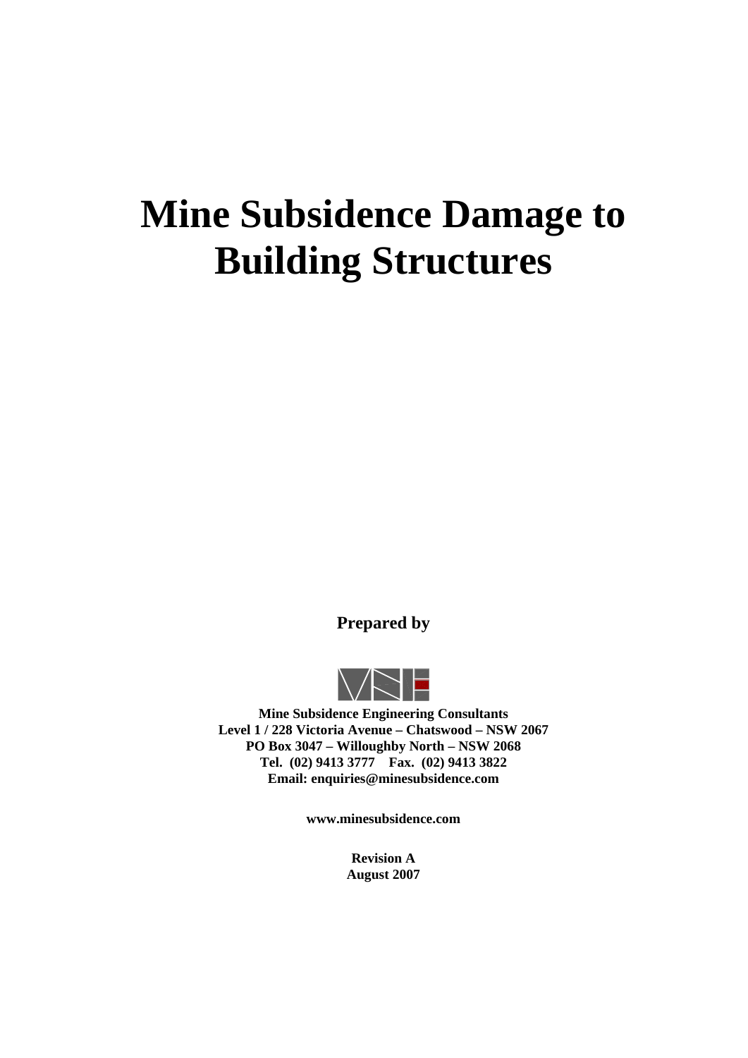# Mine Subsidence Damage to Building Structures

**Prepared by**

**Mine Subsidence Engineering Consultants**
**Level 1 / 228 Victoria Avenue – Chatswood – NSW 2067**
**PO Box 3047 – Willoughby North – NSW 2068**
**Tel. (02) 9413 3777 Fax. (02) 9413 3822**
**Email: enquiries@minesubsidence.com**

**www.minesubsidence.com**

**Revision A**
**August 2007**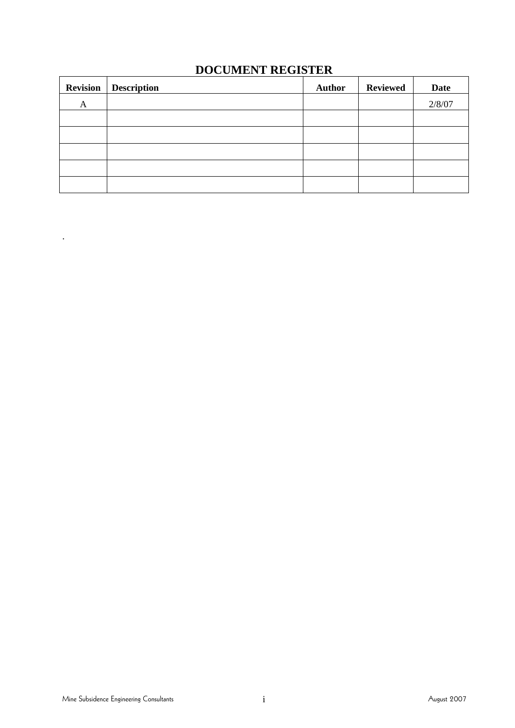# DOCUMENT REGISTER

| Revision | Description | Author | Reviewed | Date |
| --- | --- | --- | --- | --- |
| A | | | | 2/8/07 |
| | | | | |
| | | | | |
| | | | | |
| | | | | |
| | | | | |

.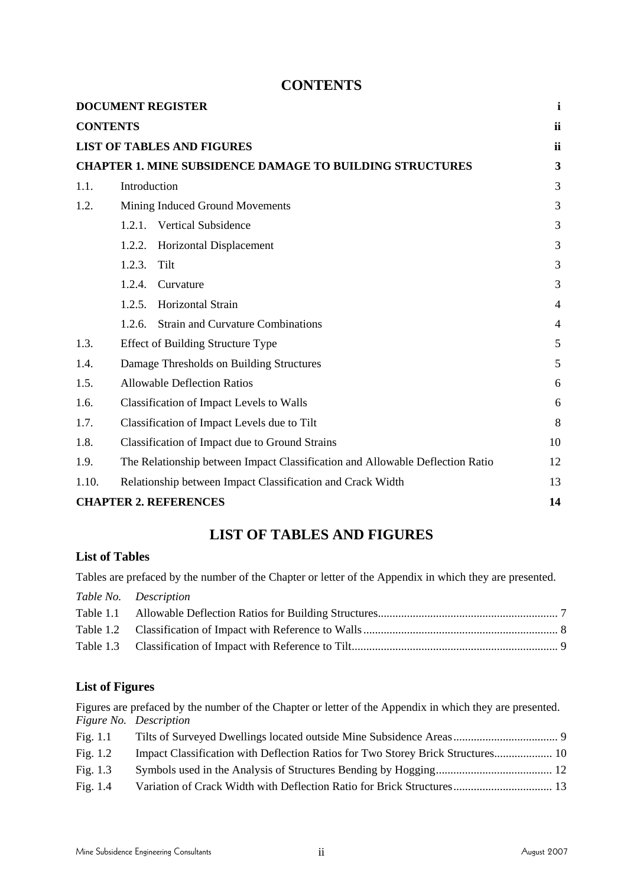# CONTENTS

| | | |
|---|---|---|
| **DOCUMENT REGISTER** | | **i** |
| **CONTENTS** | | **ii** |
| **LIST OF TABLES AND FIGURES** | | **ii** |
| **CHAPTER 1. MINE SUBSIDENCE DAMAGE TO BUILDING STRUCTURES** | | **3** |
| 1.1. | Introduction | 3 |
| 1.2. | Mining Induced Ground Movements | 3 |
| | 1.2.1. Vertical Subsidence | 3 |
| | 1.2.2. Horizontal Displacement | 3 |
| | 1.2.3. Tilt | 3 |
| | 1.2.4. Curvature | 3 |
| | 1.2.5. Horizontal Strain | 4 |
| | 1.2.6. Strain and Curvature Combinations | 4 |
| 1.3. | Effect of Building Structure Type | 5 |
| 1.4. | Damage Thresholds on Building Structures | 5 |
| 1.5. | Allowable Deflection Ratios | 6 |
| 1.6. | Classification of Impact Levels to Walls | 6 |
| 1.7. | Classification of Impact Levels due to Tilt | 8 |
| 1.8. | Classification of Impact due to Ground Strains | 10 |
| 1.9. | The Relationship between Impact Classification and Allowable Deflection Ratio | 12 |
| 1.10. | Relationship between Impact Classification and Crack Width | 13 |
| **CHAPTER 2. REFERENCES** | | **14** |

# LIST OF TABLES AND FIGURES

## List of Tables

Tables are prefaced by the number of the Chapter or letter of the Appendix in which they are presented.

| *Table No.* | *Description* | |
|---|---|---|
| Table 1.1 | Allowable Deflection Ratios for Building Structures | 7 |
| Table 1.2 | Classification of Impact with Reference to Walls | 8 |
| Table 1.3 | Classification of Impact with Reference to Tilt | 9 |

## List of Figures

Figures are prefaced by the number of the Chapter or letter of the Appendix in which they are presented.

| *Figure No.* | *Description* | |
|---|---|---|
| Fig. 1.1 | Tilts of Surveyed Dwellings located outside Mine Subsidence Areas | 9 |
| Fig. 1.2 | Impact Classification with Deflection Ratios for Two Storey Brick Structures | 10 |
| Fig. 1.3 | Symbols used in the Analysis of Structures Bending by Hogging | 12 |
| Fig. 1.4 | Variation of Crack Width with Deflection Ratio for Brick Structures | 13 |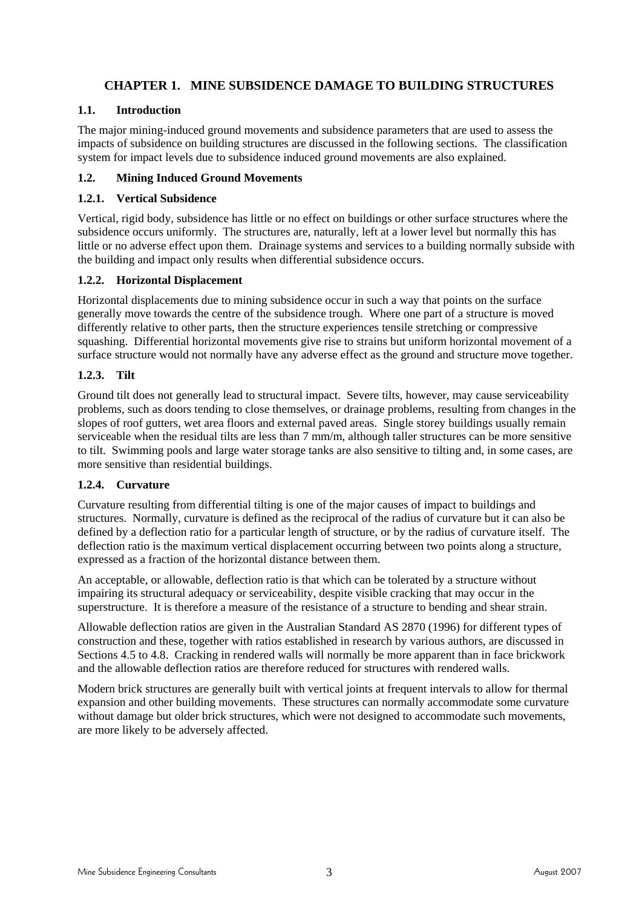# CHAPTER 1. MINE SUBSIDENCE DAMAGE TO BUILDING STRUCTURES

## 1.1. Introduction

The major mining-induced ground movements and subsidence parameters that are used to assess the impacts of subsidence on building structures are discussed in the following sections. The classification system for impact levels due to subsidence induced ground movements are also explained.

## 1.2. Mining Induced Ground Movements

### 1.2.1. Vertical Subsidence

Vertical, rigid body, subsidence has little or no effect on buildings or other surface structures where the subsidence occurs uniformly. The structures are, naturally, left at a lower level but normally this has little or no adverse effect upon them. Drainage systems and services to a building normally subside with the building and impact only results when differential subsidence occurs.

### 1.2.2. Horizontal Displacement

Horizontal displacements due to mining subsidence occur in such a way that points on the surface generally move towards the centre of the subsidence trough. Where one part of a structure is moved differently relative to other parts, then the structure experiences tensile stretching or compressive squashing. Differential horizontal movements give rise to strains but uniform horizontal movement of a surface structure would not normally have any adverse effect as the ground and structure move together.

### 1.2.3. Tilt

Ground tilt does not generally lead to structural impact. Severe tilts, however, may cause serviceability problems, such as doors tending to close themselves, or drainage problems, resulting from changes in the slopes of roof gutters, wet area floors and external paved areas. Single storey buildings usually remain serviceable when the residual tilts are less than 7 mm/m, although taller structures can be more sensitive to tilt. Swimming pools and large water storage tanks are also sensitive to tilting and, in some cases, are more sensitive than residential buildings.

### 1.2.4. Curvature

Curvature resulting from differential tilting is one of the major causes of impact to buildings and structures. Normally, curvature is defined as the reciprocal of the radius of curvature but it can also be defined by a deflection ratio for a particular length of structure, or by the radius of curvature itself. The deflection ratio is the maximum vertical displacement occurring between two points along a structure, expressed as a fraction of the horizontal distance between them.

An acceptable, or allowable, deflection ratio is that which can be tolerated by a structure without impairing its structural adequacy or serviceability, despite visible cracking that may occur in the superstructure. It is therefore a measure of the resistance of a structure to bending and shear strain.

Allowable deflection ratios are given in the Australian Standard AS 2870 (1996) for different types of construction and these, together with ratios established in research by various authors, are discussed in Sections 4.5 to 4.8. Cracking in rendered walls will normally be more apparent than in face brickwork and the allowable deflection ratios are therefore reduced for structures with rendered walls.

Modern brick structures are generally built with vertical joints at frequent intervals to allow for thermal expansion and other building movements. These structures can normally accommodate some curvature without damage but older brick structures, which were not designed to accommodate such movements, are more likely to be adversely affected.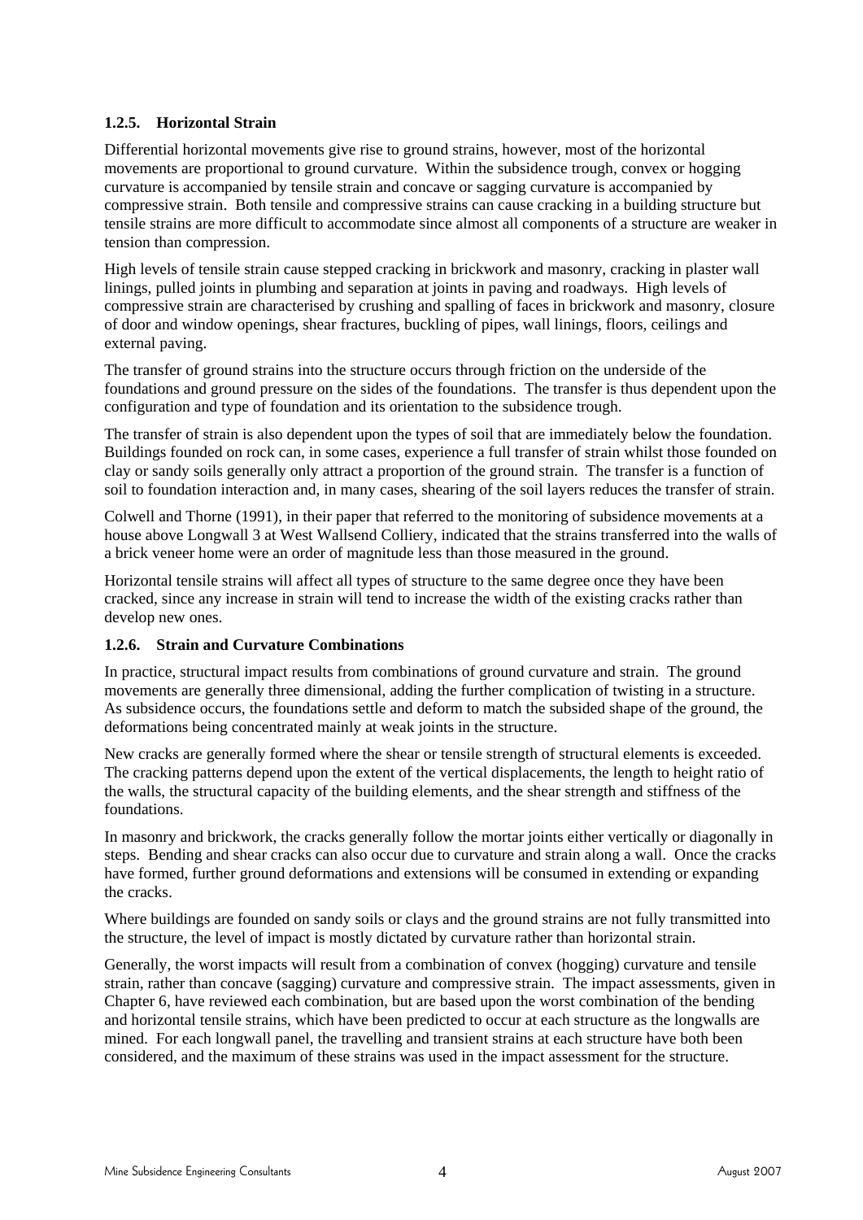### 1.2.5. Horizontal Strain

Differential horizontal movements give rise to ground strains, however, most of the horizontal movements are proportional to ground curvature. Within the subsidence trough, convex or hogging curvature is accompanied by tensile strain and concave or sagging curvature is accompanied by compressive strain. Both tensile and compressive strains can cause cracking in a building structure but tensile strains are more difficult to accommodate since almost all components of a structure are weaker in tension than compression.

High levels of tensile strain cause stepped cracking in brickwork and masonry, cracking in plaster wall linings, pulled joints in plumbing and separation at joints in paving and roadways. High levels of compressive strain are characterised by crushing and spalling of faces in brickwork and masonry, closure of door and window openings, shear fractures, buckling of pipes, wall linings, floors, ceilings and external paving.

The transfer of ground strains into the structure occurs through friction on the underside of the foundations and ground pressure on the sides of the foundations. The transfer is thus dependent upon the configuration and type of foundation and its orientation to the subsidence trough.

The transfer of strain is also dependent upon the types of soil that are immediately below the foundation. Buildings founded on rock can, in some cases, experience a full transfer of strain whilst those founded on clay or sandy soils generally only attract a proportion of the ground strain. The transfer is a function of soil to foundation interaction and, in many cases, shearing of the soil layers reduces the transfer of strain.

Colwell and Thorne (1991), in their paper that referred to the monitoring of subsidence movements at a house above Longwall 3 at West Wallsend Colliery, indicated that the strains transferred into the walls of a brick veneer home were an order of magnitude less than those measured in the ground.

Horizontal tensile strains will affect all types of structure to the same degree once they have been cracked, since any increase in strain will tend to increase the width of the existing cracks rather than develop new ones.

### 1.2.6. Strain and Curvature Combinations

In practice, structural impact results from combinations of ground curvature and strain. The ground movements are generally three dimensional, adding the further complication of twisting in a structure. As subsidence occurs, the foundations settle and deform to match the subsided shape of the ground, the deformations being concentrated mainly at weak joints in the structure.

New cracks are generally formed where the shear or tensile strength of structural elements is exceeded. The cracking patterns depend upon the extent of the vertical displacements, the length to height ratio of the walls, the structural capacity of the building elements, and the shear strength and stiffness of the foundations.

In masonry and brickwork, the cracks generally follow the mortar joints either vertically or diagonally in steps. Bending and shear cracks can also occur due to curvature and strain along a wall. Once the cracks have formed, further ground deformations and extensions will be consumed in extending or expanding the cracks.

Where buildings are founded on sandy soils or clays and the ground strains are not fully transmitted into the structure, the level of impact is mostly dictated by curvature rather than horizontal strain.

Generally, the worst impacts will result from a combination of convex (hogging) curvature and tensile strain, rather than concave (sagging) curvature and compressive strain. The impact assessments, given in Chapter 6, have reviewed each combination, but are based upon the worst combination of the bending and horizontal tensile strains, which have been predicted to occur at each structure as the longwalls are mined. For each longwall panel, the travelling and transient strains at each structure have both been considered, and the maximum of these strains was used in the impact assessment for the structure.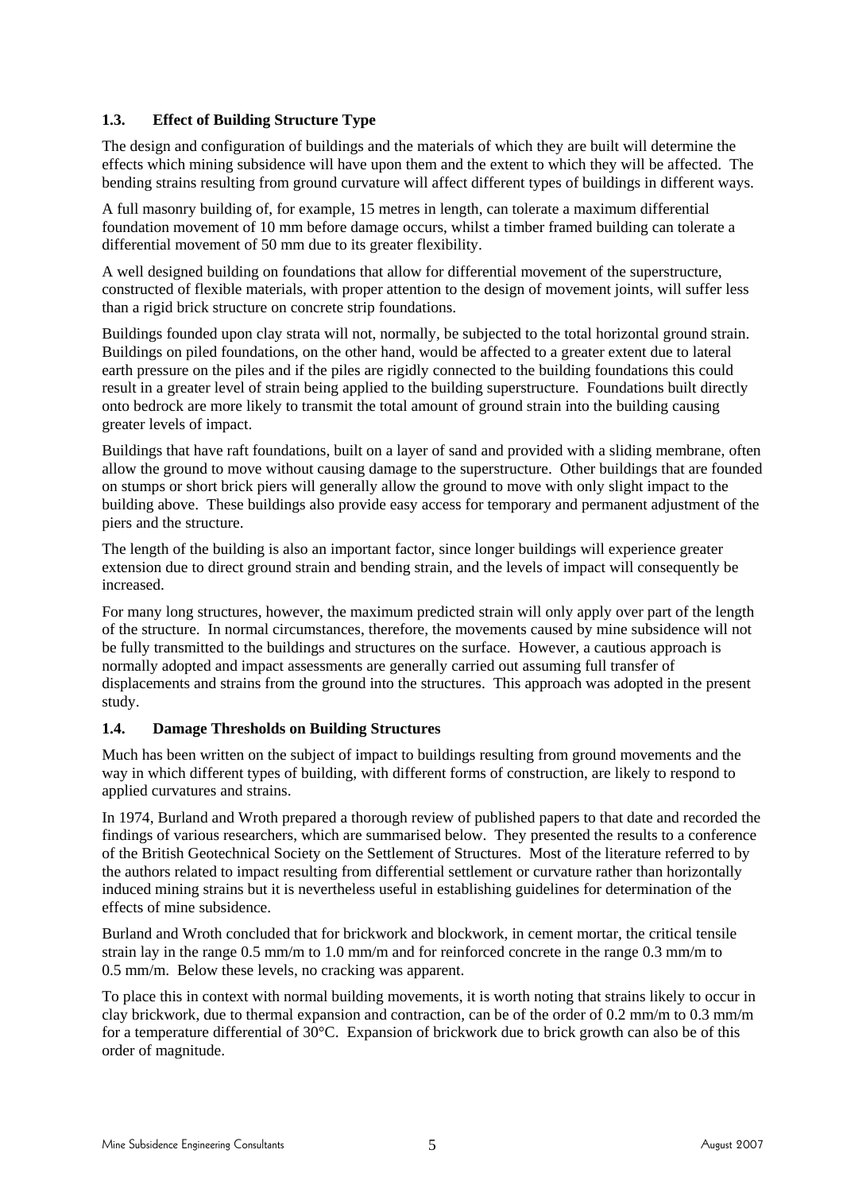### 1.3. Effect of Building Structure Type

The design and configuration of buildings and the materials of which they are built will determine the effects which mining subsidence will have upon them and the extent to which they will be affected. The bending strains resulting from ground curvature will affect different types of buildings in different ways.

A full masonry building of, for example, 15 metres in length, can tolerate a maximum differential foundation movement of 10 mm before damage occurs, whilst a timber framed building can tolerate a differential movement of 50 mm due to its greater flexibility.

A well designed building on foundations that allow for differential movement of the superstructure, constructed of flexible materials, with proper attention to the design of movement joints, will suffer less than a rigid brick structure on concrete strip foundations.

Buildings founded upon clay strata will not, normally, be subjected to the total horizontal ground strain. Buildings on piled foundations, on the other hand, would be affected to a greater extent due to lateral earth pressure on the piles and if the piles are rigidly connected to the building foundations this could result in a greater level of strain being applied to the building superstructure. Foundations built directly onto bedrock are more likely to transmit the total amount of ground strain into the building causing greater levels of impact.

Buildings that have raft foundations, built on a layer of sand and provided with a sliding membrane, often allow the ground to move without causing damage to the superstructure. Other buildings that are founded on stumps or short brick piers will generally allow the ground to move with only slight impact to the building above. These buildings also provide easy access for temporary and permanent adjustment of the piers and the structure.

The length of the building is also an important factor, since longer buildings will experience greater extension due to direct ground strain and bending strain, and the levels of impact will consequently be increased.

For many long structures, however, the maximum predicted strain will only apply over part of the length of the structure. In normal circumstances, therefore, the movements caused by mine subsidence will not be fully transmitted to the buildings and structures on the surface. However, a cautious approach is normally adopted and impact assessments are generally carried out assuming full transfer of displacements and strains from the ground into the structures. This approach was adopted in the present study.

### 1.4. Damage Thresholds on Building Structures

Much has been written on the subject of impact to buildings resulting from ground movements and the way in which different types of building, with different forms of construction, are likely to respond to applied curvatures and strains.

In 1974, Burland and Wroth prepared a thorough review of published papers to that date and recorded the findings of various researchers, which are summarised below. They presented the results to a conference of the British Geotechnical Society on the Settlement of Structures. Most of the literature referred to by the authors related to impact resulting from differential settlement or curvature rather than horizontally induced mining strains but it is nevertheless useful in establishing guidelines for determination of the effects of mine subsidence.

Burland and Wroth concluded that for brickwork and blockwork, in cement mortar, the critical tensile strain lay in the range 0.5 mm/m to 1.0 mm/m and for reinforced concrete in the range 0.3 mm/m to 0.5 mm/m. Below these levels, no cracking was apparent.

To place this in context with normal building movements, it is worth noting that strains likely to occur in clay brickwork, due to thermal expansion and contraction, can be of the order of 0.2 mm/m to 0.3 mm/m for a temperature differential of 30°C. Expansion of brickwork due to brick growth can also be of this order of magnitude.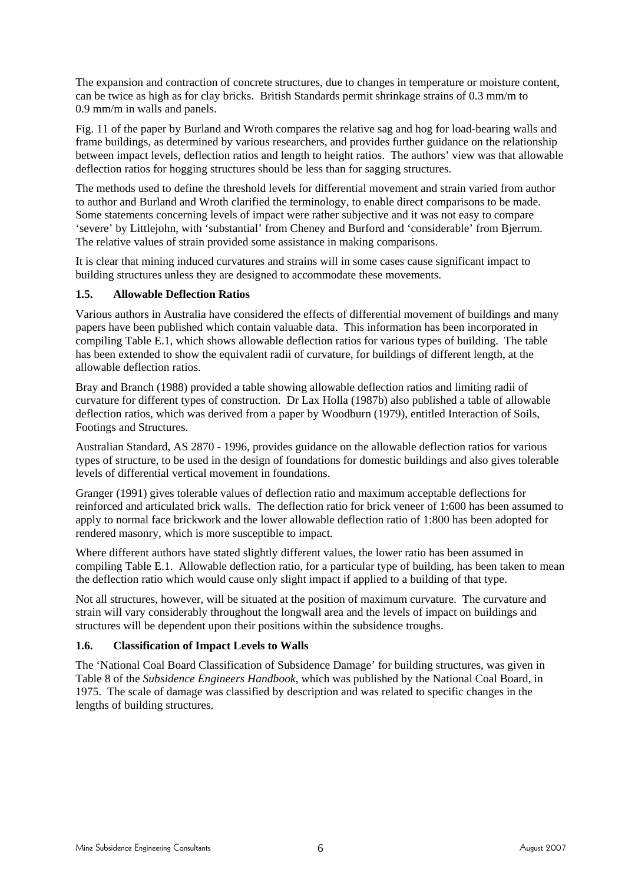The expansion and contraction of concrete structures, due to changes in temperature or moisture content, can be twice as high as for clay bricks. British Standards permit shrinkage strains of 0.3 mm/m to 0.9 mm/m in walls and panels.

Fig. 11 of the paper by Burland and Wroth compares the relative sag and hog for load-bearing walls and frame buildings, as determined by various researchers, and provides further guidance on the relationship between impact levels, deflection ratios and length to height ratios. The authors' view was that allowable deflection ratios for hogging structures should be less than for sagging structures.

The methods used to define the threshold levels for differential movement and strain varied from author to author and Burland and Wroth clarified the terminology, to enable direct comparisons to be made. Some statements concerning levels of impact were rather subjective and it was not easy to compare 'severe' by Littlejohn, with 'substantial' from Cheney and Burford and 'considerable' from Bjerrum. The relative values of strain provided some assistance in making comparisons.

It is clear that mining induced curvatures and strains will in some cases cause significant impact to building structures unless they are designed to accommodate these movements.

### 1.5. Allowable Deflection Ratios

Various authors in Australia have considered the effects of differential movement of buildings and many papers have been published which contain valuable data. This information has been incorporated in compiling Table E.1, which shows allowable deflection ratios for various types of building. The table has been extended to show the equivalent radii of curvature, for buildings of different length, at the allowable deflection ratios.

Bray and Branch (1988) provided a table showing allowable deflection ratios and limiting radii of curvature for different types of construction. Dr Lax Holla (1987b) also published a table of allowable deflection ratios, which was derived from a paper by Woodburn (1979), entitled Interaction of Soils, Footings and Structures.

Australian Standard, AS 2870 - 1996, provides guidance on the allowable deflection ratios for various types of structure, to be used in the design of foundations for domestic buildings and also gives tolerable levels of differential vertical movement in foundations.

Granger (1991) gives tolerable values of deflection ratio and maximum acceptable deflections for reinforced and articulated brick walls. The deflection ratio for brick veneer of 1:600 has been assumed to apply to normal face brickwork and the lower allowable deflection ratio of 1:800 has been adopted for rendered masonry, which is more susceptible to impact.

Where different authors have stated slightly different values, the lower ratio has been assumed in compiling Table E.1. Allowable deflection ratio, for a particular type of building, has been taken to mean the deflection ratio which would cause only slight impact if applied to a building of that type.

Not all structures, however, will be situated at the position of maximum curvature. The curvature and strain will vary considerably throughout the longwall area and the levels of impact on buildings and structures will be dependent upon their positions within the subsidence troughs.

### 1.6. Classification of Impact Levels to Walls

The 'National Coal Board Classification of Subsidence Damage' for building structures, was given in Table 8 of the *Subsidence Engineers Handbook*, which was published by the National Coal Board, in 1975. The scale of damage was classified by description and was related to specific changes in the lengths of building structures.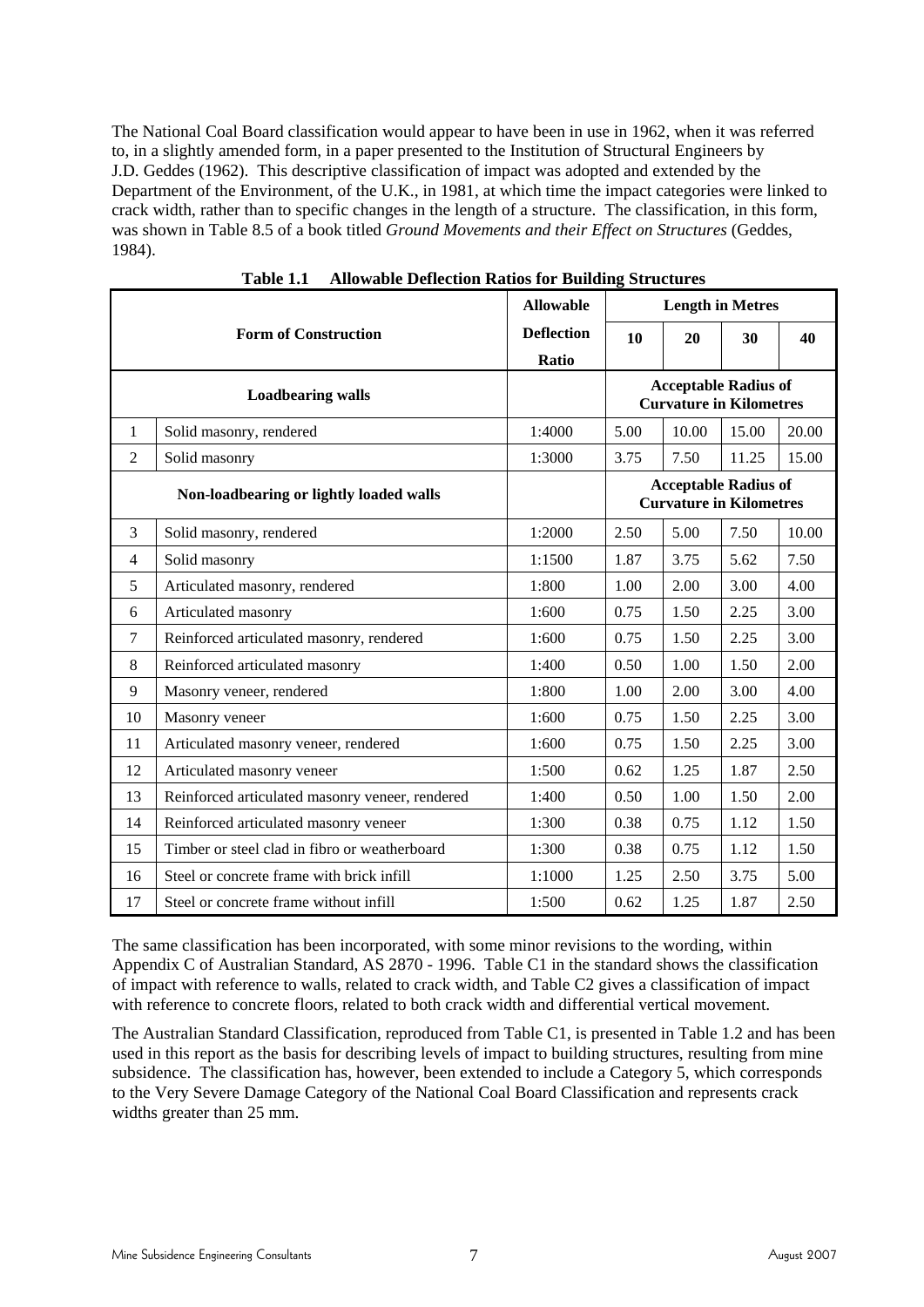The National Coal Board classification would appear to have been in use in 1962, when it was referred to, in a slightly amended form, in a paper presented to the Institution of Structural Engineers by J.D. Geddes (1962). This descriptive classification of impact was adopted and extended by the Department of the Environment, of the U.K., in 1981, at which time the impact categories were linked to crack width, rather than to specific changes in the length of a structure. The classification, in this form, was shown in Table 8.5 of a book titled *Ground Movements and their Effect on Structures* (Geddes, 1984).

**Table 1.1 Allowable Deflection Ratios for Building Structures**

| Form of Construction | | Allowable Deflection Ratio | Length in Metres | | | |
|---|---|---|---|---|---|---|
| | | | 10 | 20 | 30 | 40 |
| **Loadbearing walls** | | | **Acceptable Radius of Curvature in Kilometres** | | | |
| 1 | Solid masonry, rendered | 1:4000 | 5.00 | 10.00 | 15.00 | 20.00 |
| 2 | Solid masonry | 1:3000 | 3.75 | 7.50 | 11.25 | 15.00 |
| **Non-loadbearing or lightly loaded walls** | | | **Acceptable Radius of Curvature in Kilometres** | | | |
| 3 | Solid masonry, rendered | 1:2000 | 2.50 | 5.00 | 7.50 | 10.00 |
| 4 | Solid masonry | 1:1500 | 1.87 | 3.75 | 5.62 | 7.50 |
| 5 | Articulated masonry, rendered | 1:800 | 1.00 | 2.00 | 3.00 | 4.00 |
| 6 | Articulated masonry | 1:600 | 0.75 | 1.50 | 2.25 | 3.00 |
| 7 | Reinforced articulated masonry, rendered | 1:600 | 0.75 | 1.50 | 2.25 | 3.00 |
| 8 | Reinforced articulated masonry | 1:400 | 0.50 | 1.00 | 1.50 | 2.00 |
| 9 | Masonry veneer, rendered | 1:800 | 1.00 | 2.00 | 3.00 | 4.00 |
| 10 | Masonry veneer | 1:600 | 0.75 | 1.50 | 2.25 | 3.00 |
| 11 | Articulated masonry veneer, rendered | 1:600 | 0.75 | 1.50 | 2.25 | 3.00 |
| 12 | Articulated masonry veneer | 1:500 | 0.62 | 1.25 | 1.87 | 2.50 |
| 13 | Reinforced articulated masonry veneer, rendered | 1:400 | 0.50 | 1.00 | 1.50 | 2.00 |
| 14 | Reinforced articulated masonry veneer | 1:300 | 0.38 | 0.75 | 1.12 | 1.50 |
| 15 | Timber or steel clad in fibro or weatherboard | 1:300 | 0.38 | 0.75 | 1.12 | 1.50 |
| 16 | Steel or concrete frame with brick infill | 1:1000 | 1.25 | 2.50 | 3.75 | 5.00 |
| 17 | Steel or concrete frame without infill | 1:500 | 0.62 | 1.25 | 1.87 | 2.50 |

The same classification has been incorporated, with some minor revisions to the wording, within Appendix C of Australian Standard, AS 2870 - 1996. Table C1 in the standard shows the classification of impact with reference to walls, related to crack width, and Table C2 gives a classification of impact with reference to concrete floors, related to both crack width and differential vertical movement.

The Australian Standard Classification, reproduced from Table C1, is presented in Table 1.2 and has been used in this report as the basis for describing levels of impact to building structures, resulting from mine subsidence. The classification has, however, been extended to include a Category 5, which corresponds to the Very Severe Damage Category of the National Coal Board Classification and represents crack widths greater than 25 mm.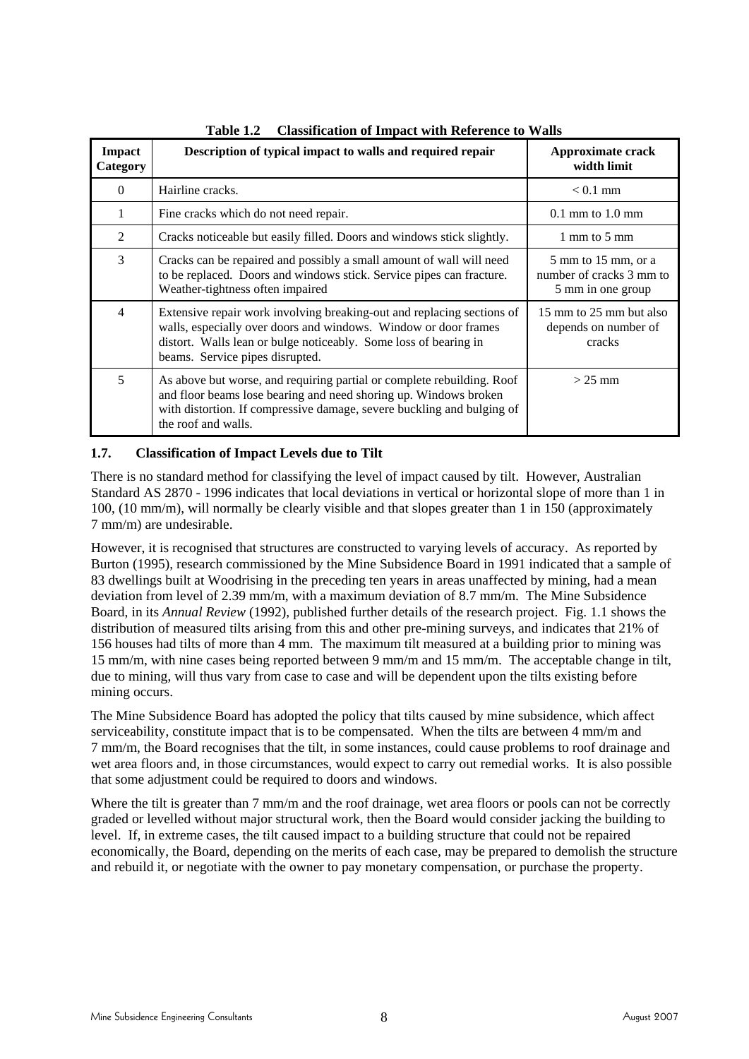**Table 1.2 Classification of Impact with Reference to Walls**

| Impact Category | Description of typical impact to walls and required repair | Approximate crack width limit |
|---|---|---|
| 0 | Hairline cracks. | < 0.1 mm |
| 1 | Fine cracks which do not need repair. | 0.1 mm to 1.0 mm |
| 2 | Cracks noticeable but easily filled. Doors and windows stick slightly. | 1 mm to 5 mm |
| 3 | Cracks can be repaired and possibly a small amount of wall will need to be replaced. Doors and windows stick. Service pipes can fracture. Weather-tightness often impaired | 5 mm to 15 mm, or a number of cracks 3 mm to 5 mm in one group |
| 4 | Extensive repair work involving breaking-out and replacing sections of walls, especially over doors and windows. Window or door frames distort. Walls lean or bulge noticeably. Some loss of bearing in beams. Service pipes disrupted. | 15 mm to 25 mm but also depends on number of cracks |
| 5 | As above but worse, and requiring partial or complete rebuilding. Roof and floor beams lose bearing and need shoring up. Windows broken with distortion. If compressive damage, severe buckling and bulging of the roof and walls. | > 25 mm |

## 1.7. Classification of Impact Levels due to Tilt

There is no standard method for classifying the level of impact caused by tilt. However, Australian Standard AS 2870 - 1996 indicates that local deviations in vertical or horizontal slope of more than 1 in 100, (10 mm/m), will normally be clearly visible and that slopes greater than 1 in 150 (approximately 7 mm/m) are undesirable.

However, it is recognised that structures are constructed to varying levels of accuracy. As reported by Burton (1995), research commissioned by the Mine Subsidence Board in 1991 indicated that a sample of 83 dwellings built at Woodrising in the preceding ten years in areas unaffected by mining, had a mean deviation from level of 2.39 mm/m, with a maximum deviation of 8.7 mm/m. The Mine Subsidence Board, in its *Annual Review* (1992), published further details of the research project. Fig. 1.1 shows the distribution of measured tilts arising from this and other pre-mining surveys, and indicates that 21% of 156 houses had tilts of more than 4 mm. The maximum tilt measured at a building prior to mining was 15 mm/m, with nine cases being reported between 9 mm/m and 15 mm/m. The acceptable change in tilt, due to mining, will thus vary from case to case and will be dependent upon the tilts existing before mining occurs.

The Mine Subsidence Board has adopted the policy that tilts caused by mine subsidence, which affect serviceability, constitute impact that is to be compensated. When the tilts are between 4 mm/m and 7 mm/m, the Board recognises that the tilt, in some instances, could cause problems to roof drainage and wet area floors and, in those circumstances, would expect to carry out remedial works. It is also possible that some adjustment could be required to doors and windows.

Where the tilt is greater than 7 mm/m and the roof drainage, wet area floors or pools can not be correctly graded or levelled without major structural work, then the Board would consider jacking the building to level. If, in extreme cases, the tilt caused impact to a building structure that could not be repaired economically, the Board, depending on the merits of each case, may be prepared to demolish the structure and rebuild it, or negotiate with the owner to pay monetary compensation, or purchase the property.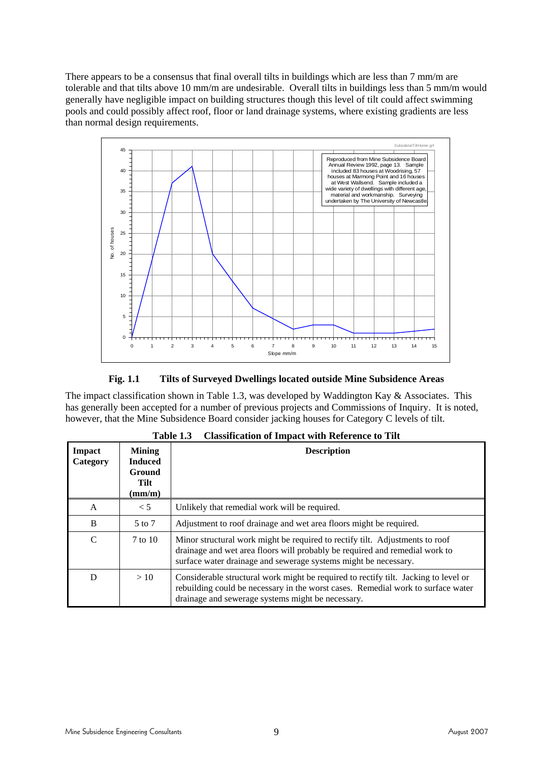There appears to be a consensus that final overall tilts in buildings which are less than 7 mm/m are tolerable and that tilts above 10 mm/m are undesirable. Overall tilts in buildings less than 5 mm/m would generally have negligible impact on building structures though this level of tilt could affect swimming pools and could possibly affect roof, floor or land drainage systems, where existing gradients are less than normal design requirements.

**Fig. 1.1 Tilts of Surveyed Dwellings located outside Mine Subsidence Areas**

The impact classification shown in Table 1.3, was developed by Waddington Kay & Associates. This has generally been accepted for a number of previous projects and Commissions of Inquiry. It is noted, however, that the Mine Subsidence Board consider jacking houses for Category C levels of tilt.

**Table 1.3 Classification of Impact with Reference to Tilt**

| Impact Category | Mining Induced Ground Tilt (mm/m) | Description |
|---|---|---|
| A | < 5 | Unlikely that remedial work will be required. |
| B | 5 to 7 | Adjustment to roof drainage and wet area floors might be required. |
| C | 7 to 10 | Minor structural work might be required to rectify tilt. Adjustments to roof drainage and wet area floors will probably be required and remedial work to surface water drainage and sewerage systems might be necessary. |
| D | > 10 | Considerable structural work might be required to rectify tilt. Jacking to level or rebuilding could be necessary in the worst cases. Remedial work to surface water drainage and sewerage systems might be necessary. |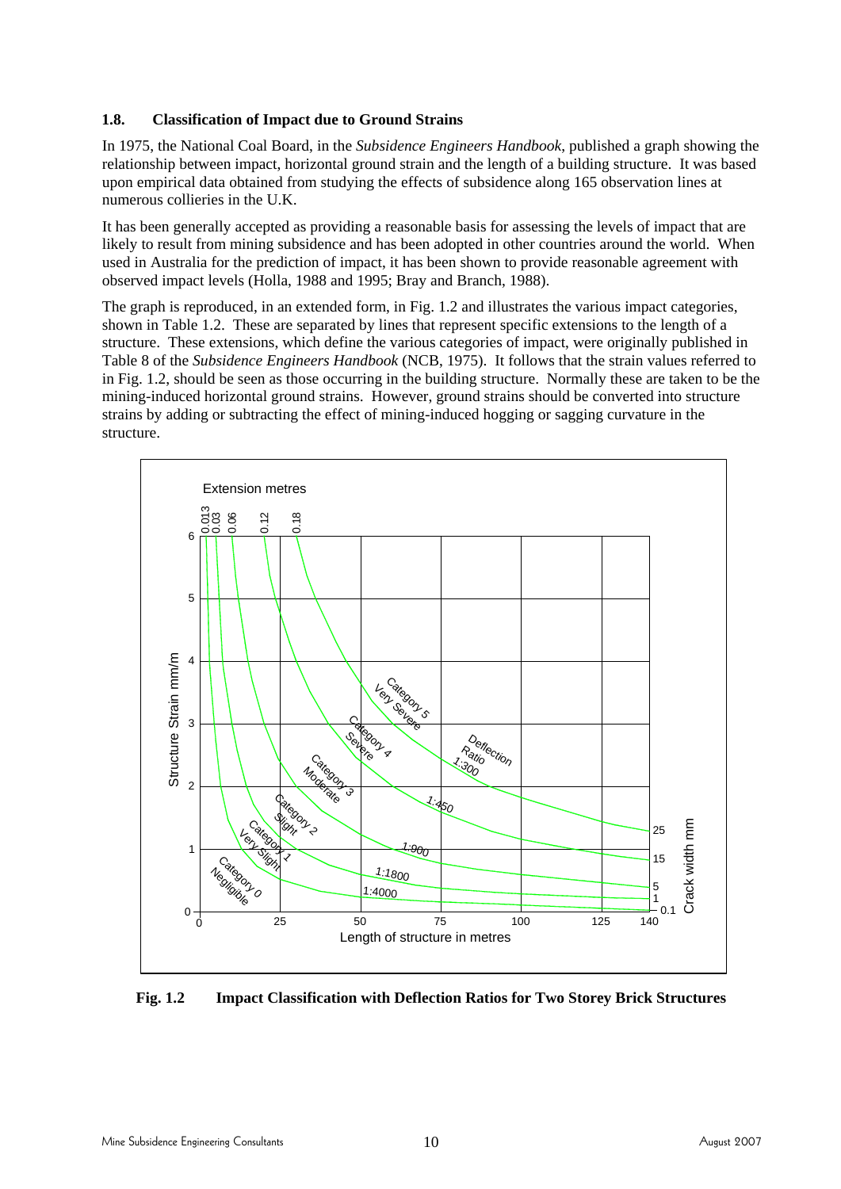### 1.8. Classification of Impact due to Ground Strains

In 1975, the National Coal Board, in the *Subsidence Engineers Handbook*, published a graph showing the relationship between impact, horizontal ground strain and the length of a building structure. It was based upon empirical data obtained from studying the effects of subsidence along 165 observation lines at numerous collieries in the U.K.

It has been generally accepted as providing a reasonable basis for assessing the levels of impact that are likely to result from mining subsidence and has been adopted in other countries around the world. When used in Australia for the prediction of impact, it has been shown to provide reasonable agreement with observed impact levels (Holla, 1988 and 1995; Bray and Branch, 1988).

The graph is reproduced, in an extended form, in Fig. 1.2 and illustrates the various impact categories, shown in Table 1.2. These are separated by lines that represent specific extensions to the length of a structure. These extensions, which define the various categories of impact, were originally published in Table 8 of the *Subsidence Engineers Handbook* (NCB, 1975). It follows that the strain values referred to in Fig. 1.2, should be seen as those occurring in the building structure. Normally these are taken to be the mining-induced horizontal ground strains. However, ground strains should be converted into structure strains by adding or subtracting the effect of mining-induced hogging or sagging curvature in the structure.

**Fig. 1.2 Impact Classification with Deflection Ratios for Two Storey Brick Structures**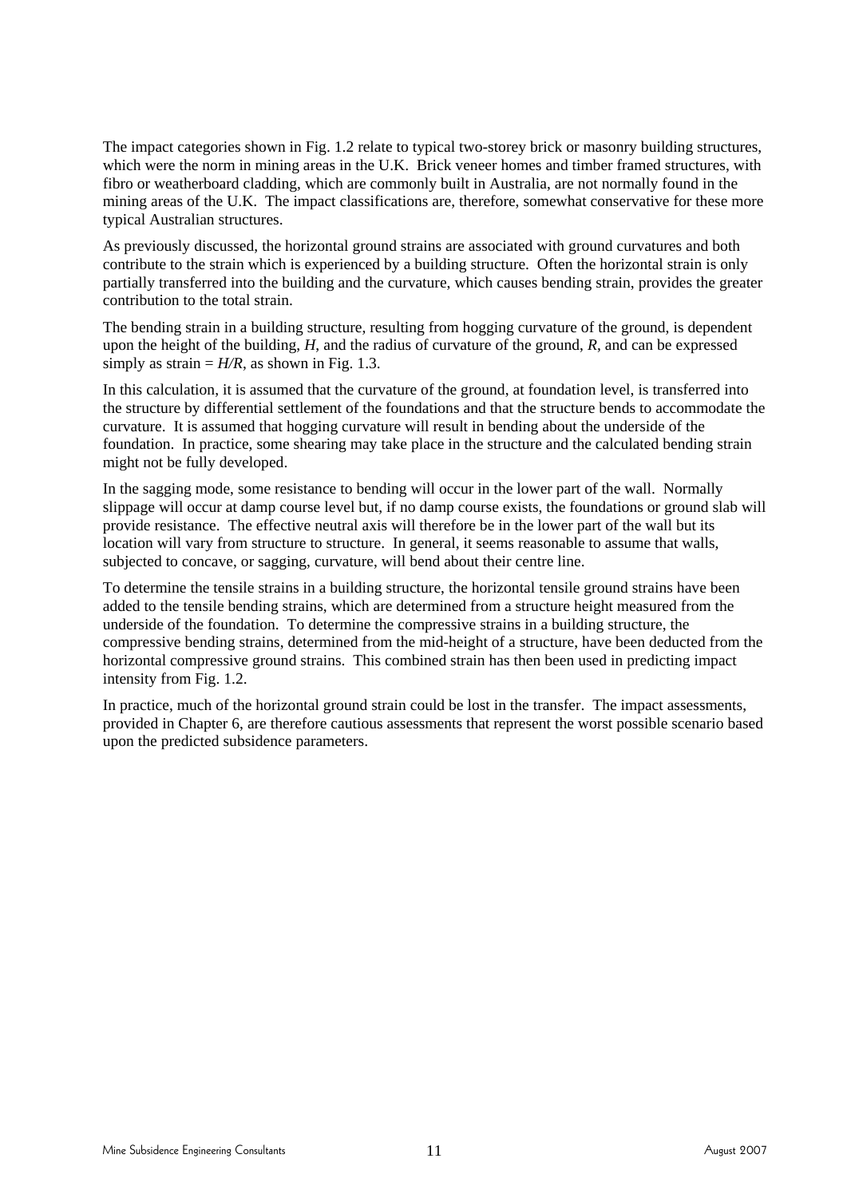The impact categories shown in Fig. 1.2 relate to typical two-storey brick or masonry building structures, which were the norm in mining areas in the U.K. Brick veneer homes and timber framed structures, with fibro or weatherboard cladding, which are commonly built in Australia, are not normally found in the mining areas of the U.K. The impact classifications are, therefore, somewhat conservative for these more typical Australian structures.

As previously discussed, the horizontal ground strains are associated with ground curvatures and both contribute to the strain which is experienced by a building structure. Often the horizontal strain is only partially transferred into the building and the curvature, which causes bending strain, provides the greater contribution to the total strain.

The bending strain in a building structure, resulting from hogging curvature of the ground, is dependent upon the height of the building, $H$, and the radius of curvature of the ground, $R$, and can be expressed simply as strain = $H/R$, as shown in Fig. 1.3.

In this calculation, it is assumed that the curvature of the ground, at foundation level, is transferred into the structure by differential settlement of the foundations and that the structure bends to accommodate the curvature. It is assumed that hogging curvature will result in bending about the underside of the foundation. In practice, some shearing may take place in the structure and the calculated bending strain might not be fully developed.

In the sagging mode, some resistance to bending will occur in the lower part of the wall. Normally slippage will occur at damp course level but, if no damp course exists, the foundations or ground slab will provide resistance. The effective neutral axis will therefore be in the lower part of the wall but its location will vary from structure to structure. In general, it seems reasonable to assume that walls, subjected to concave, or sagging, curvature, will bend about their centre line.

To determine the tensile strains in a building structure, the horizontal tensile ground strains have been added to the tensile bending strains, which are determined from a structure height measured from the underside of the foundation. To determine the compressive strains in a building structure, the compressive bending strains, determined from the mid-height of a structure, have been deducted from the horizontal compressive ground strains. This combined strain has then been used in predicting impact intensity from Fig. 1.2.

In practice, much of the horizontal ground strain could be lost in the transfer. The impact assessments, provided in Chapter 6, are therefore cautious assessments that represent the worst possible scenario based upon the predicted subsidence parameters.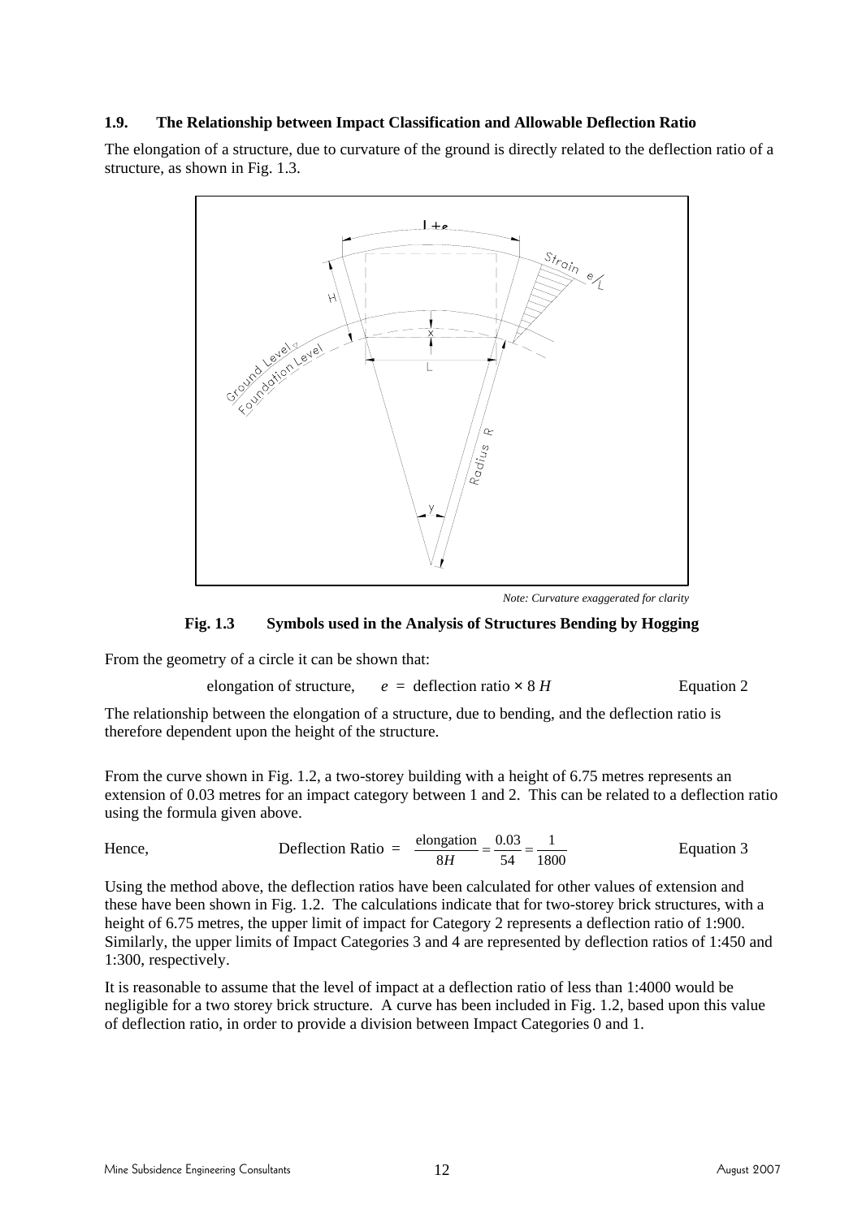### 1.9. The Relationship between Impact Classification and Allowable Deflection Ratio

The elongation of a structure, due to curvature of the ground is directly related to the deflection ratio of a structure, as shown in Fig. 1.3.

*Note: Curvature exaggerated for clarity*

**Fig. 1.3 Symbols used in the Analysis of Structures Bending by Hogging**

From the geometry of a circle it can be shown that:

elongation of structure, $e$ = deflection ratio × 8 $H$ Equation 2

The relationship between the elongation of a structure, due to bending, and the deflection ratio is therefore dependent upon the height of the structure.

From the curve shown in Fig. 1.2, a two-storey building with a height of 6.75 metres represents an extension of 0.03 metres for an impact category between 1 and 2. This can be related to a deflection ratio using the formula given above.

Hence, $$\text{Deflection Ratio} = \frac{\text{elongation}}{8H} = \frac{0.03}{54} = \frac{1}{1800}$$ Equation 3

Using the method above, the deflection ratios have been calculated for other values of extension and these have been shown in Fig. 1.2. The calculations indicate that for two-storey brick structures, with a height of 6.75 metres, the upper limit of impact for Category 2 represents a deflection ratio of 1:900. Similarly, the upper limits of Impact Categories 3 and 4 are represented by deflection ratios of 1:450 and 1:300, respectively.

It is reasonable to assume that the level of impact at a deflection ratio of less than 1:4000 would be negligible for a two storey brick structure. A curve has been included in Fig. 1.2, based upon this value of deflection ratio, in order to provide a division between Impact Categories 0 and 1.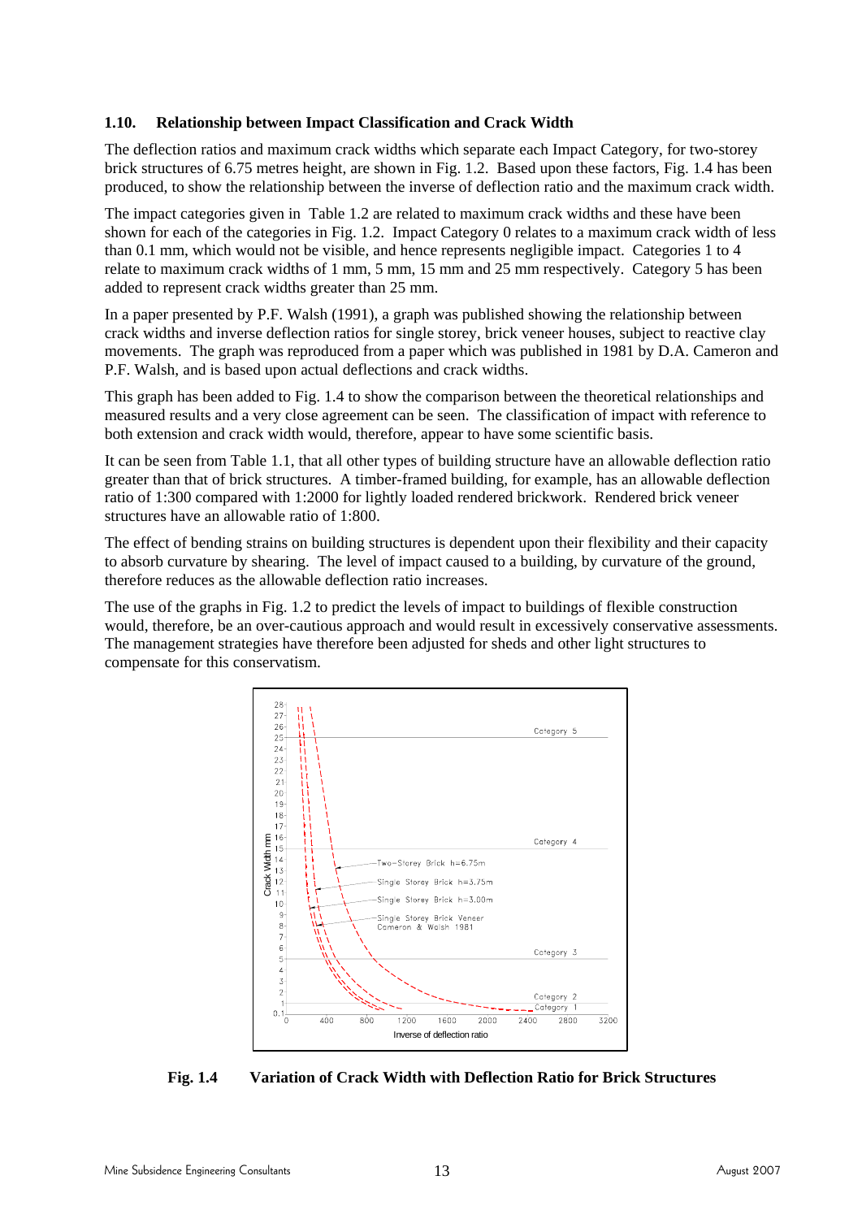### 1.10. Relationship between Impact Classification and Crack Width

The deflection ratios and maximum crack widths which separate each Impact Category, for two-storey brick structures of 6.75 metres height, are shown in Fig. 1.2. Based upon these factors, Fig. 1.4 has been produced, to show the relationship between the inverse of deflection ratio and the maximum crack width.

The impact categories given in Table 1.2 are related to maximum crack widths and these have been shown for each of the categories in Fig. 1.2. Impact Category 0 relates to a maximum crack width of less than 0.1 mm, which would not be visible, and hence represents negligible impact. Categories 1 to 4 relate to maximum crack widths of 1 mm, 5 mm, 15 mm and 25 mm respectively. Category 5 has been added to represent crack widths greater than 25 mm.

In a paper presented by P.F. Walsh (1991), a graph was published showing the relationship between crack widths and inverse deflection ratios for single storey, brick veneer houses, subject to reactive clay movements. The graph was reproduced from a paper which was published in 1981 by D.A. Cameron and P.F. Walsh, and is based upon actual deflections and crack widths.

This graph has been added to Fig. 1.4 to show the comparison between the theoretical relationships and measured results and a very close agreement can be seen. The classification of impact with reference to both extension and crack width would, therefore, appear to have some scientific basis.

It can be seen from Table 1.1, that all other types of building structure have an allowable deflection ratio greater than that of brick structures. A timber-framed building, for example, has an allowable deflection ratio of 1:300 compared with 1:2000 for lightly loaded rendered brickwork. Rendered brick veneer structures have an allowable ratio of 1:800.

The effect of bending strains on building structures is dependent upon their flexibility and their capacity to absorb curvature by shearing. The level of impact caused to a building, by curvature of the ground, therefore reduces as the allowable deflection ratio increases.

The use of the graphs in Fig. 1.2 to predict the levels of impact to buildings of flexible construction would, therefore, be an over-cautious approach and would result in excessively conservative assessments. The management strategies have therefore been adjusted for sheds and other light structures to compensate for this conservatism.

**Fig. 1.4 Variation of Crack Width with Deflection Ratio for Brick Structures**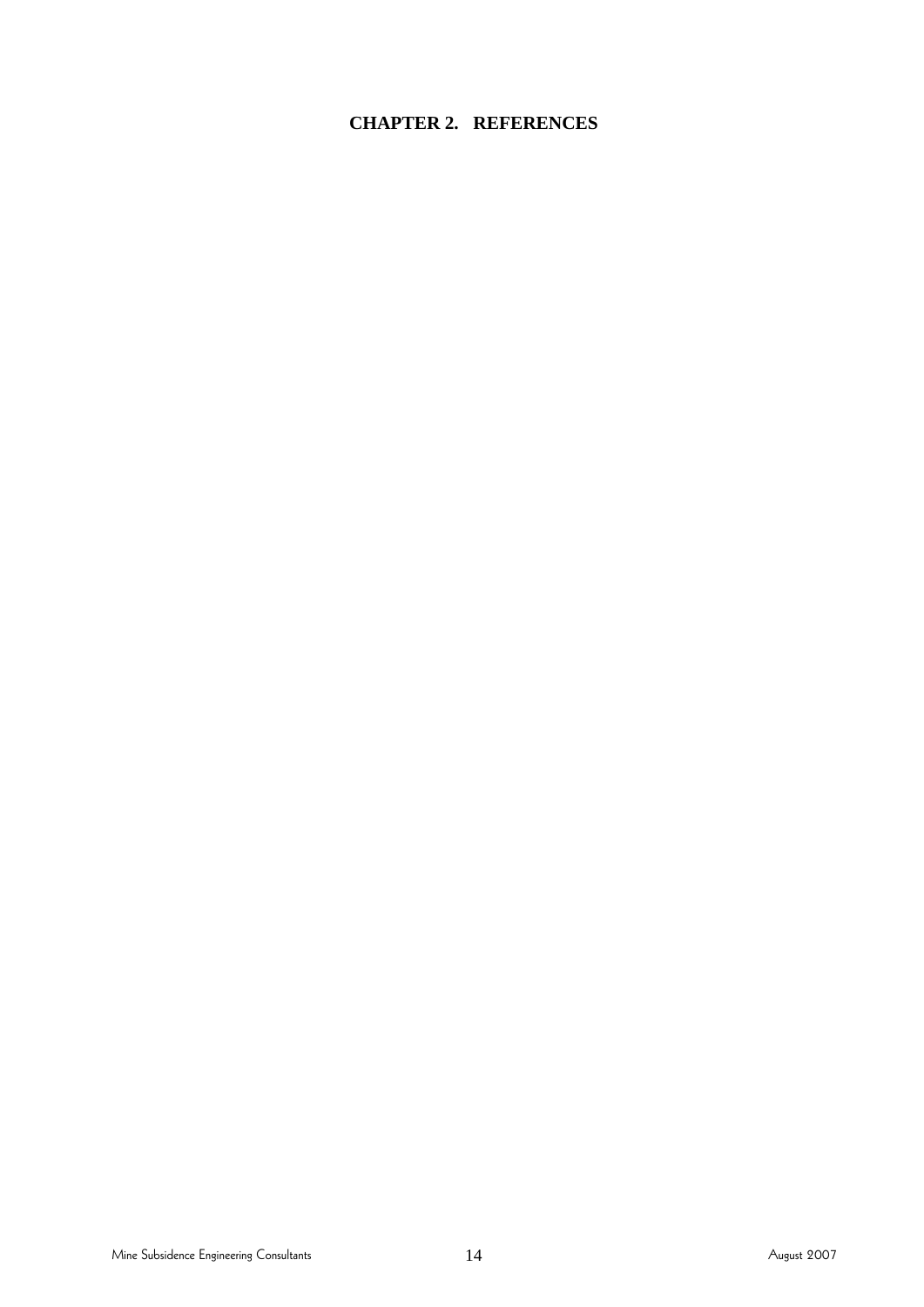# CHAPTER 2. REFERENCES